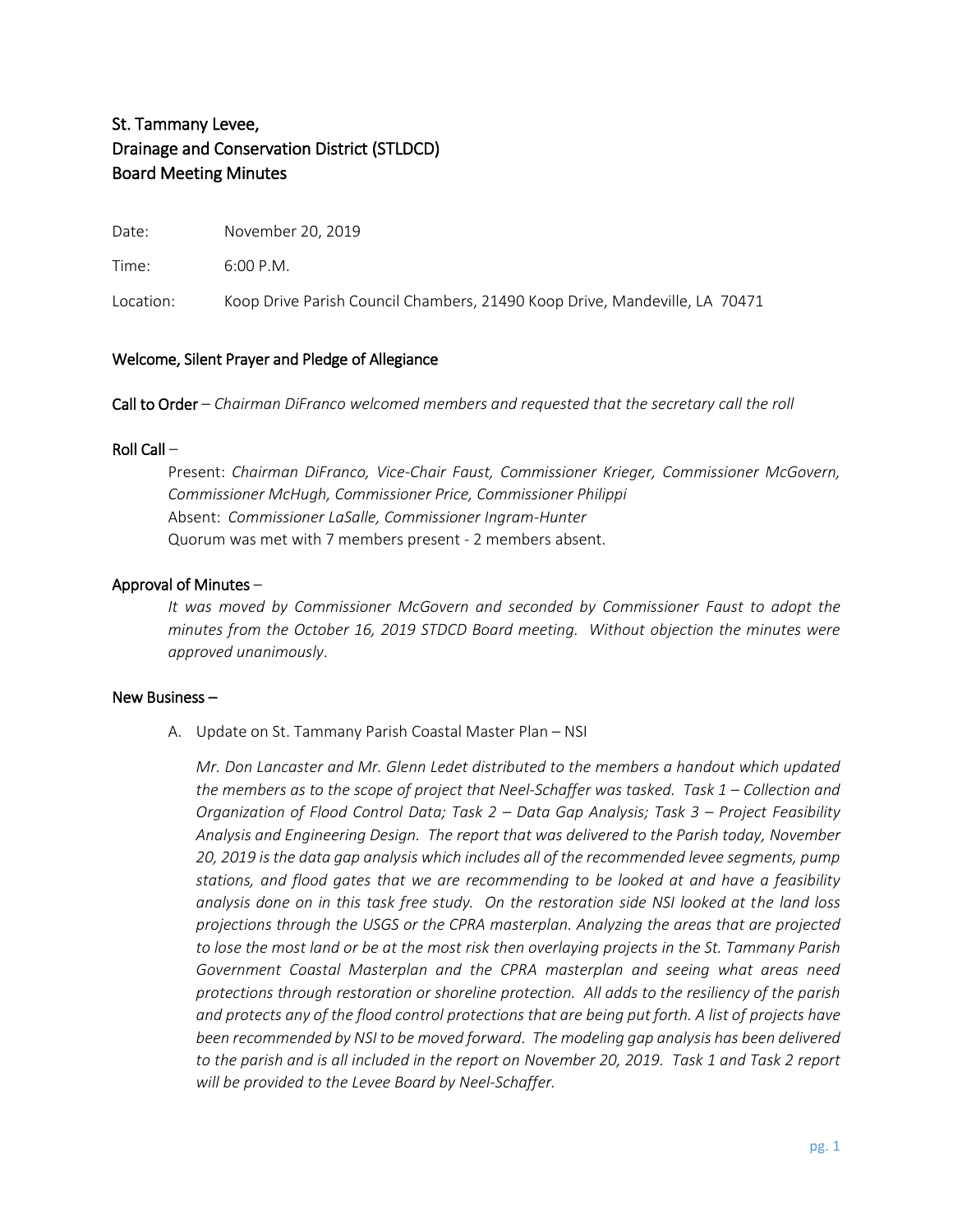# St. Tammany Levee, Drainage and Conservation District (STLDCD) Board Meeting Minutes

Date: November 20, 2019

Time: 6:00 P.M.

Location: Koop Drive Parish Council Chambers, 21490 Koop Drive, Mandeville, LA 70471

## Welcome, Silent Prayer and Pledge of Allegiance

**Call to Order** – *Chairman DiFranco welcomed members and requested that the secretary call the roll*

**Roll Call** –

Present: *Chairman DiFranco, Vice-Chair Faust, Commissioner Krieger, Commissioner McGovern, Commissioner McHugh, Commissioner Price, Commissioner Philippi*
Absent: *Commissioner LaSalle, Commissioner Ingram-Hunter*
Quorum was met with 7 members present - 2 members absent.

**Approval of Minutes** –

*It was moved by Commissioner McGovern and seconded by Commissioner Faust to adopt the minutes from the October 16, 2019 STDCD Board meeting. Without objection the minutes were approved unanimously*.

**New Business** –

A. Update on St. Tammany Parish Coastal Master Plan – NSI

*Mr. Don Lancaster and Mr. Glenn Ledet distributed to the members a handout which updated the members as to the scope of project that Neel-Schaffer was tasked. Task 1 – Collection and Organization of Flood Control Data; Task 2 – Data Gap Analysis; Task 3 – Project Feasibility Analysis and Engineering Design. The report that was delivered to the Parish today, November 20, 2019 is the data gap analysis which includes all of the recommended levee segments, pump stations, and flood gates that we are recommending to be looked at and have a feasibility analysis done on in this task free study. On the restoration side NSI looked at the land loss projections through the USGS or the CPRA masterplan. Analyzing the areas that are projected to lose the most land or be at the most risk then overlaying projects in the St. Tammany Parish Government Coastal Masterplan and the CPRA masterplan and seeing what areas need protections through restoration or shoreline protection. All adds to the resiliency of the parish and protects any of the flood control protections that are being put forth. A list of projects have been recommended by NSI to be moved forward. The modeling gap analysis has been delivered to the parish and is all included in the report on November 20, 2019. Task 1 and Task 2 report will be provided to the Levee Board by Neel-Schaffer.*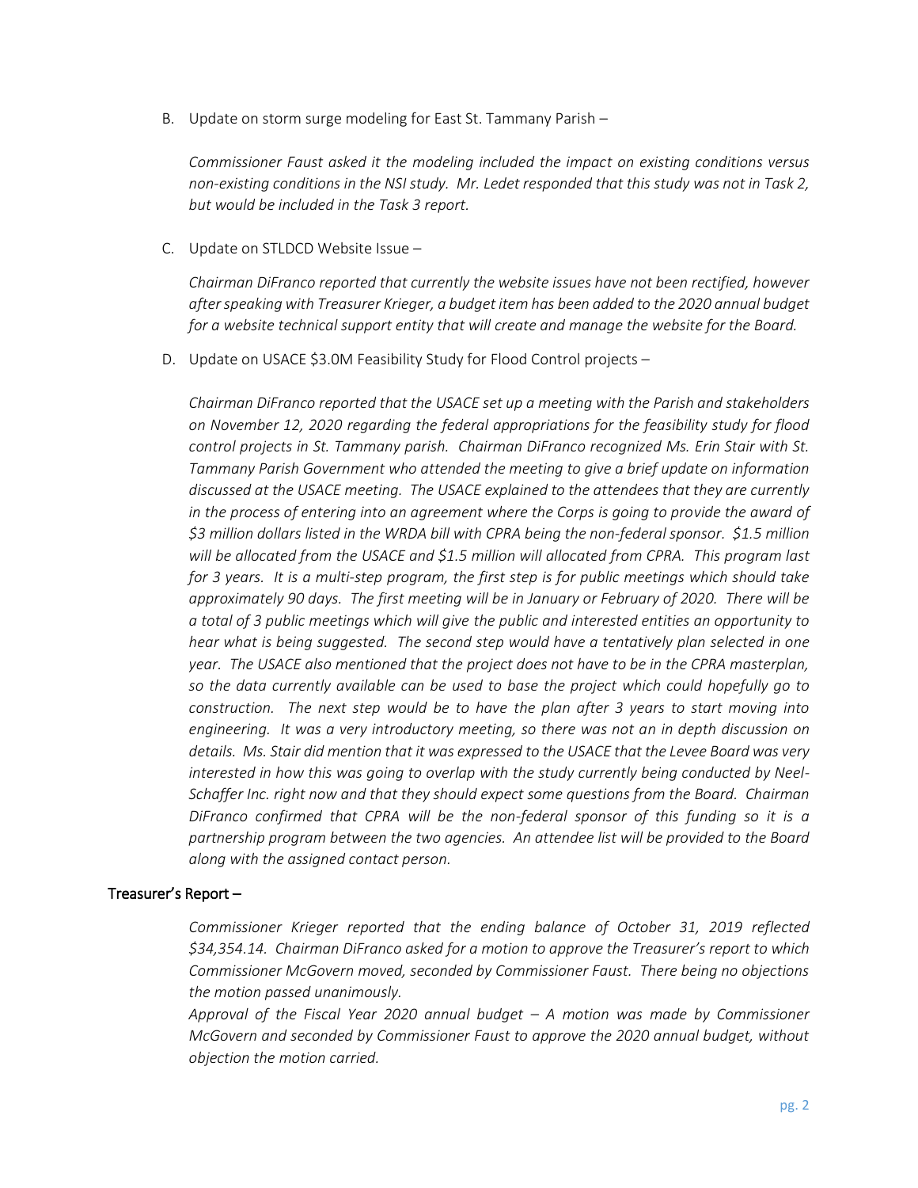B. Update on storm surge modeling for East St. Tammany Parish –

*Commissioner Faust asked it the modeling included the impact on existing conditions versus non-existing conditions in the NSI study. Mr. Ledet responded that this study was not in Task 2, but would be included in the Task 3 report.*

C. Update on STLDCD Website Issue –

*Chairman DiFranco reported that currently the website issues have not been rectified, however after speaking with Treasurer Krieger, a budget item has been added to the 2020 annual budget for a website technical support entity that will create and manage the website for the Board.*

D. Update on USACE $3.0M Feasibility Study for Flood Control projects –

*Chairman DiFranco reported that the USACE set up a meeting with the Parish and stakeholders on November 12, 2020 regarding the federal appropriations for the feasibility study for flood control projects in St. Tammany parish. Chairman DiFranco recognized Ms. Erin Stair with St. Tammany Parish Government who attended the meeting to give a brief update on information discussed at the USACE meeting. The USACE explained to the attendees that they are currently in the process of entering into an agreement where the Corps is going to provide the award of $3 million dollars listed in the WRDA bill with CPRA being the non-federal sponsor. $1.5 million will be allocated from the USACE and $1.5 million will allocated from CPRA. This program last for 3 years. It is a multi-step program, the first step is for public meetings which should take approximately 90 days. The first meeting will be in January or February of 2020. There will be a total of 3 public meetings which will give the public and interested entities an opportunity to hear what is being suggested. The second step would have a tentatively plan selected in one year. The USACE also mentioned that the project does not have to be in the CPRA masterplan, so the data currently available can be used to base the project which could hopefully go to construction. The next step would be to have the plan after 3 years to start moving into engineering. It was a very introductory meeting, so there was not an in depth discussion on details. Ms. Stair did mention that it was expressed to the USACE that the Levee Board was very interested in how this was going to overlap with the study currently being conducted by Neel-Schaffer Inc. right now and that they should expect some questions from the Board. Chairman DiFranco confirmed that CPRA will be the non-federal sponsor of this funding so it is a partnership program between the two agencies. An attendee list will be provided to the Board along with the assigned contact person.*

## Treasurer's Report –

*Commissioner Krieger reported that the ending balance of October 31, 2019 reflected $34,354.14. Chairman DiFranco asked for a motion to approve the Treasurer's report to which Commissioner McGovern moved, seconded by Commissioner Faust. There being no objections the motion passed unanimously.*

*Approval of the Fiscal Year 2020 annual budget – A motion was made by Commissioner McGovern and seconded by Commissioner Faust to approve the 2020 annual budget, without objection the motion carried.*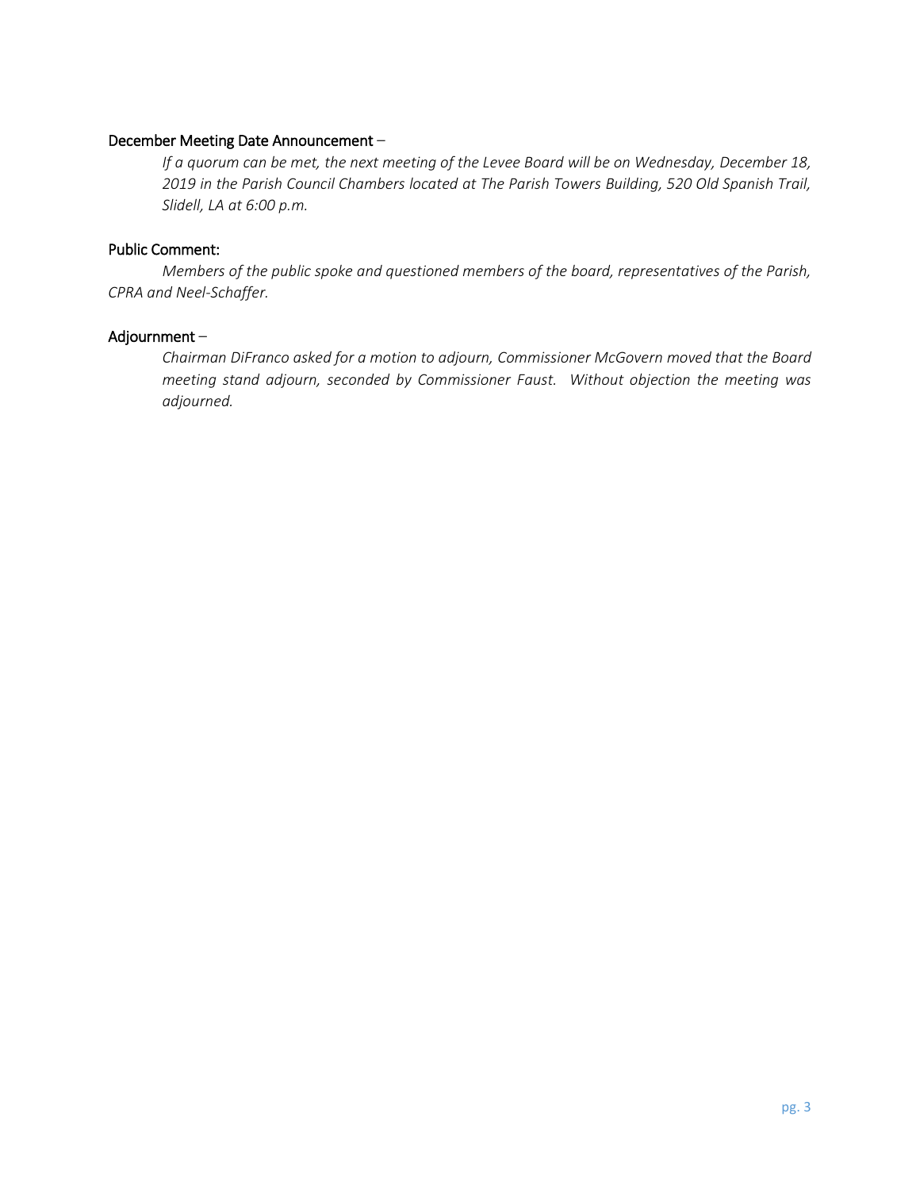December Meeting Date Announcement –

*If a quorum can be met, the next meeting of the Levee Board will be on Wednesday, December 18, 2019 in the Parish Council Chambers located at The Parish Towers Building, 520 Old Spanish Trail, Slidell, LA at 6:00 p.m.*

Public Comment:

*Members of the public spoke and questioned members of the board, representatives of the Parish, CPRA and Neel-Schaffer.*

Adjournment –

*Chairman DiFranco asked for a motion to adjourn, Commissioner McGovern moved that the Board meeting stand adjourn, seconded by Commissioner Faust. Without objection the meeting was adjourned.*